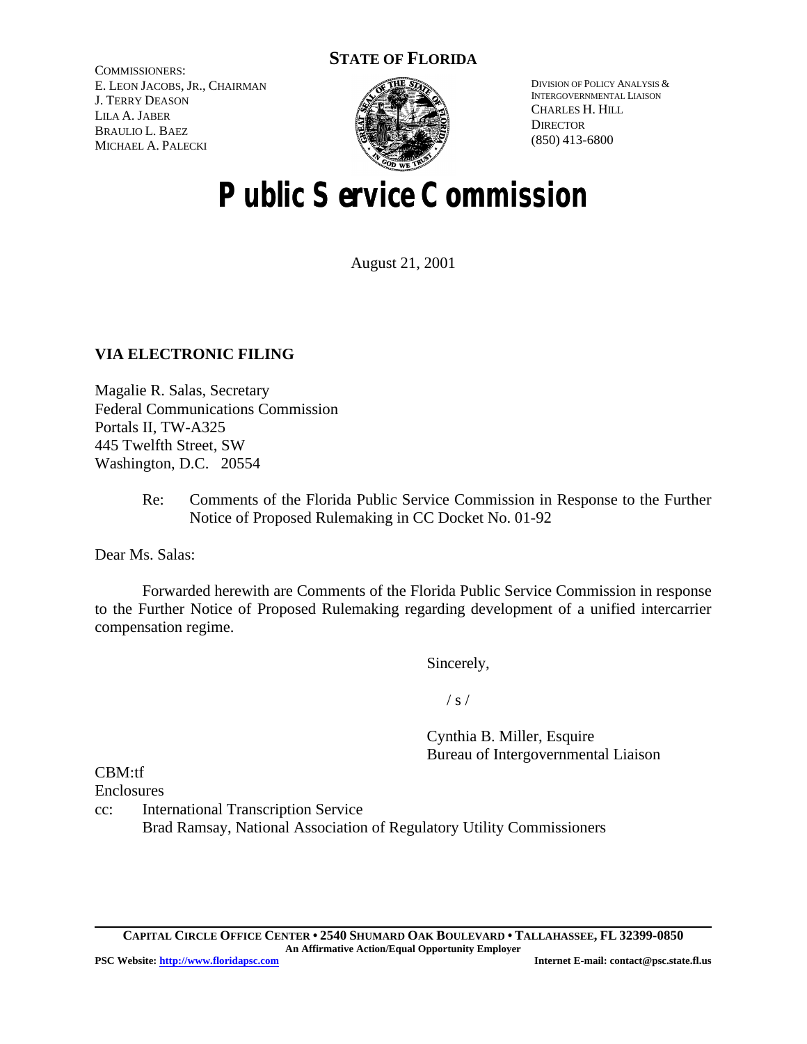**STATE OF FLORIDA**

COMMISSIONERS:
E. LEON JACOBS, JR., CHAIRMAN
J. TERRY DEASON
LILA A. JABER
BRAULIO L. BAEZ
MICHAEL A. PALECKI

DIVISION OF POLICY ANALYSIS & INTERGOVERNMENTAL LIAISON
CHARLES H. HILL
DIRECTOR
(850) 413-6800

# Public Service Commission

August 21, 2001

**VIA ELECTRONIC FILING**

Magalie R. Salas, Secretary
Federal Communications Commission
Portals II, TW-A325
445 Twelfth Street, SW
Washington, D.C. 20554

Re: Comments of the Florida Public Service Commission in Response to the Further Notice of Proposed Rulemaking in CC Docket No. 01-92

Dear Ms. Salas:

Forwarded herewith are Comments of the Florida Public Service Commission in response to the Further Notice of Proposed Rulemaking regarding development of a unified intercarrier compensation regime.

Sincerely,

/ s /

Cynthia B. Miller, Esquire
Bureau of Intergovernmental Liaison

CBM:tf
Enclosures
cc: International Transcription Service
Brad Ramsay, National Association of Regulatory Utility Commissioners

**CAPITAL CIRCLE OFFICE CENTER • 2540 SHUMARD OAK BOULEVARD • TALLAHASSEE, FL 32399-0850**
**An Affirmative Action/Equal Opportunity Employer**
**PSC Website: http://www.floridapsc.com** **Internet E-mail: contact@psc.state.fl.us**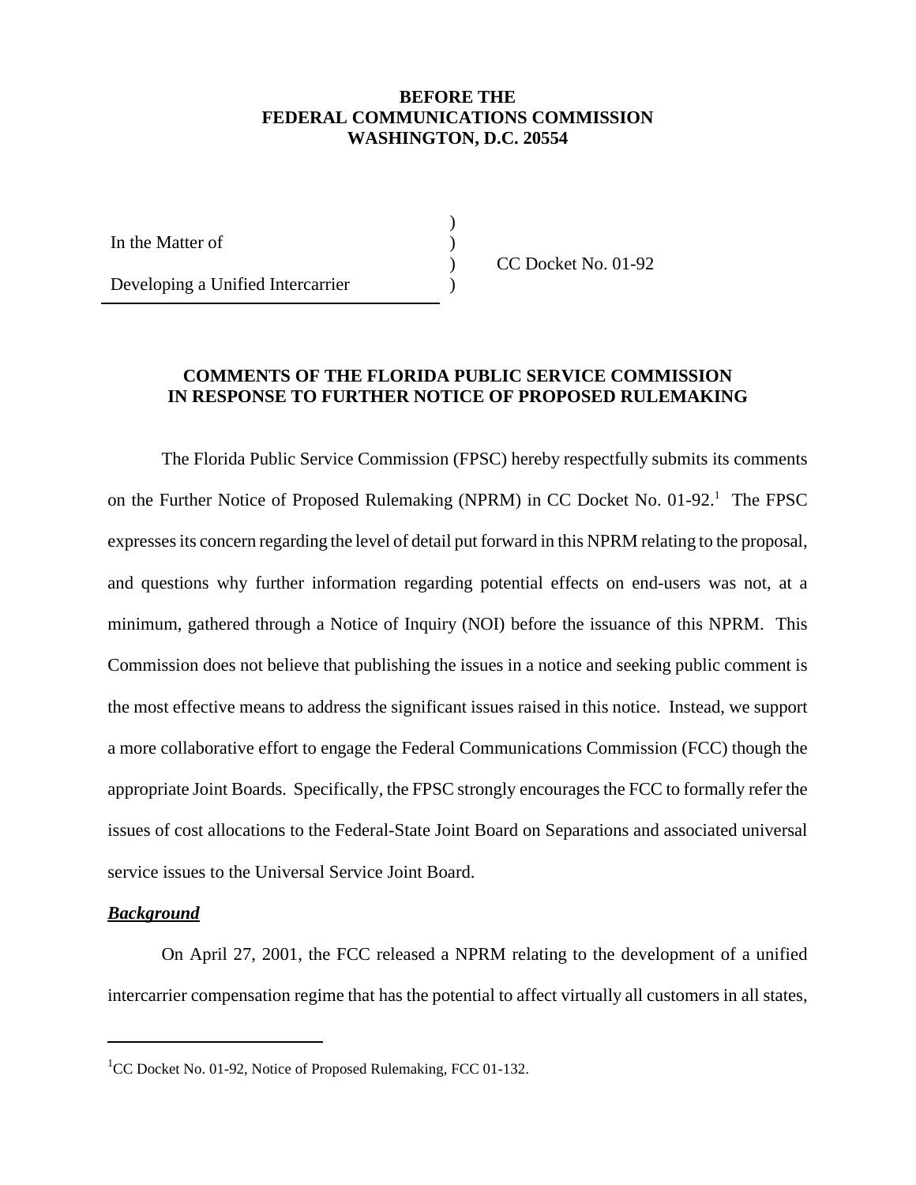**BEFORE THE**
**FEDERAL COMMUNICATIONS COMMISSION**
**WASHINGTON, D.C. 20554**

| | | |
|---|---|---|
| In the Matter of | ) | |
| | ) | CC Docket No. 01-92 |
| Developing a Unified Intercarrier | ) | |

**COMMENTS OF THE FLORIDA PUBLIC SERVICE COMMISSION IN RESPONSE TO FURTHER NOTICE OF PROPOSED RULEMAKING**

The Florida Public Service Commission (FPSC) hereby respectfully submits its comments on the Further Notice of Proposed Rulemaking (NPRM) in CC Docket No. 01-92.[1] The FPSC expresses its concern regarding the level of detail put forward in this NPRM relating to the proposal, and questions why further information regarding potential effects on end-users was not, at a minimum, gathered through a Notice of Inquiry (NOI) before the issuance of this NPRM. This Commission does not believe that publishing the issues in a notice and seeking public comment is the most effective means to address the significant issues raised in this notice. Instead, we support a more collaborative effort to engage the Federal Communications Commission (FCC) though the appropriate Joint Boards. Specifically, the FPSC strongly encourages the FCC to formally refer the issues of cost allocations to the Federal-State Joint Board on Separations and associated universal service issues to the Universal Service Joint Board.

***Background***

On April 27, 2001, the FCC released a NPRM relating to the development of a unified intercarrier compensation regime that has the potential to affect virtually all customers in all states,

[1] CC Docket No. 01-92, Notice of Proposed Rulemaking, FCC 01-132.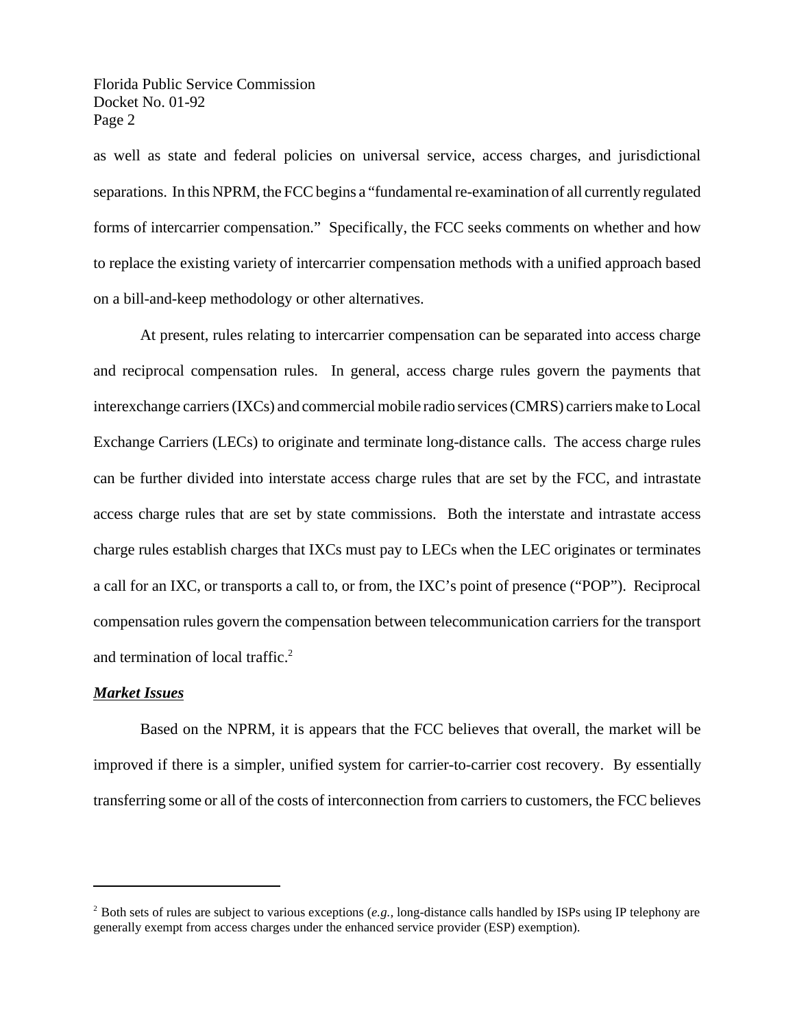as well as state and federal policies on universal service, access charges, and jurisdictional separations. In this NPRM, the FCC begins a "fundamental re-examination of all currently regulated forms of intercarrier compensation." Specifically, the FCC seeks comments on whether and how to replace the existing variety of intercarrier compensation methods with a unified approach based on a bill-and-keep methodology or other alternatives.

At present, rules relating to intercarrier compensation can be separated into access charge and reciprocal compensation rules. In general, access charge rules govern the payments that interexchange carriers (IXCs) and commercial mobile radio services (CMRS) carriers make to Local Exchange Carriers (LECs) to originate and terminate long-distance calls. The access charge rules can be further divided into interstate access charge rules that are set by the FCC, and intrastate access charge rules that are set by state commissions. Both the interstate and intrastate access charge rules establish charges that IXCs must pay to LECs when the LEC originates or terminates a call for an IXC, or transports a call to, or from, the IXC's point of presence ("POP"). Reciprocal compensation rules govern the compensation between telecommunication carriers for the transport and termination of local traffic.[2]

***Market Issues***

Based on the NPRM, it is appears that the FCC believes that overall, the market will be improved if there is a simpler, unified system for carrier-to-carrier cost recovery. By essentially transferring some or all of the costs of interconnection from carriers to customers, the FCC believes

---

[2] Both sets of rules are subject to various exceptions (*e.g.,* long-distance calls handled by ISPs using IP telephony are generally exempt from access charges under the enhanced service provider (ESP) exemption).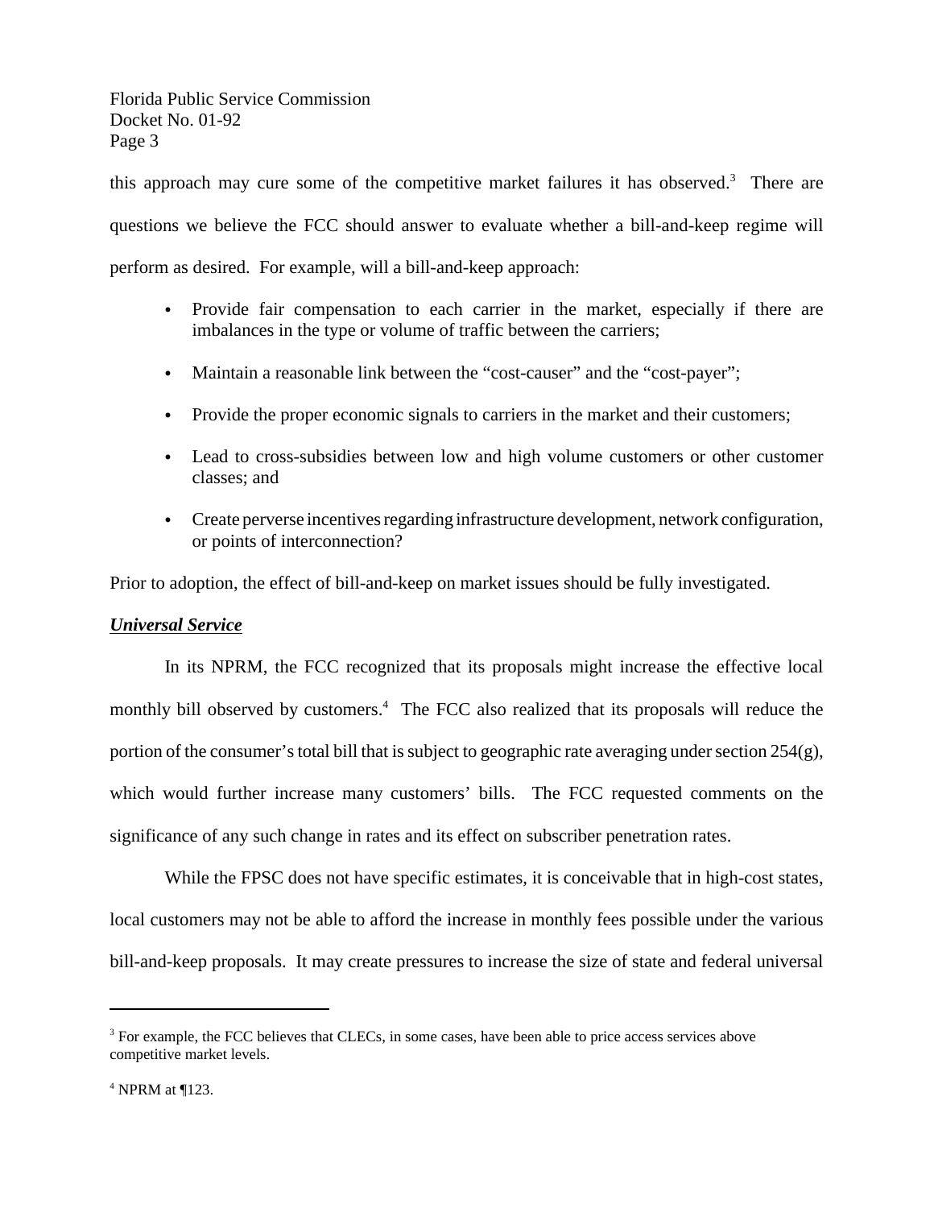this approach may cure some of the competitive market failures it has observed.[3] There are questions we believe the FCC should answer to evaluate whether a bill-and-keep regime will perform as desired. For example, will a bill-and-keep approach:

- Provide fair compensation to each carrier in the market, especially if there are imbalances in the type or volume of traffic between the carriers;
- Maintain a reasonable link between the "cost-causer" and the "cost-payer";
- Provide the proper economic signals to carriers in the market and their customers;
- Lead to cross-subsidies between low and high volume customers or other customer classes; and
- Create perverse incentives regarding infrastructure development, network configuration, or points of interconnection?

Prior to adoption, the effect of bill-and-keep on market issues should be fully investigated.

***Universal Service***

In its NPRM, the FCC recognized that its proposals might increase the effective local monthly bill observed by customers.[4] The FCC also realized that its proposals will reduce the portion of the consumer's total bill that is subject to geographic rate averaging under section 254(g), which would further increase many customers' bills. The FCC requested comments on the significance of any such change in rates and its effect on subscriber penetration rates.

While the FPSC does not have specific estimates, it is conceivable that in high-cost states, local customers may not be able to afford the increase in monthly fees possible under the various bill-and-keep proposals. It may create pressures to increase the size of state and federal universal

---

[3] For example, the FCC believes that CLECs, in some cases, have been able to price access services above competitive market levels.

[4] NPRM at ¶123.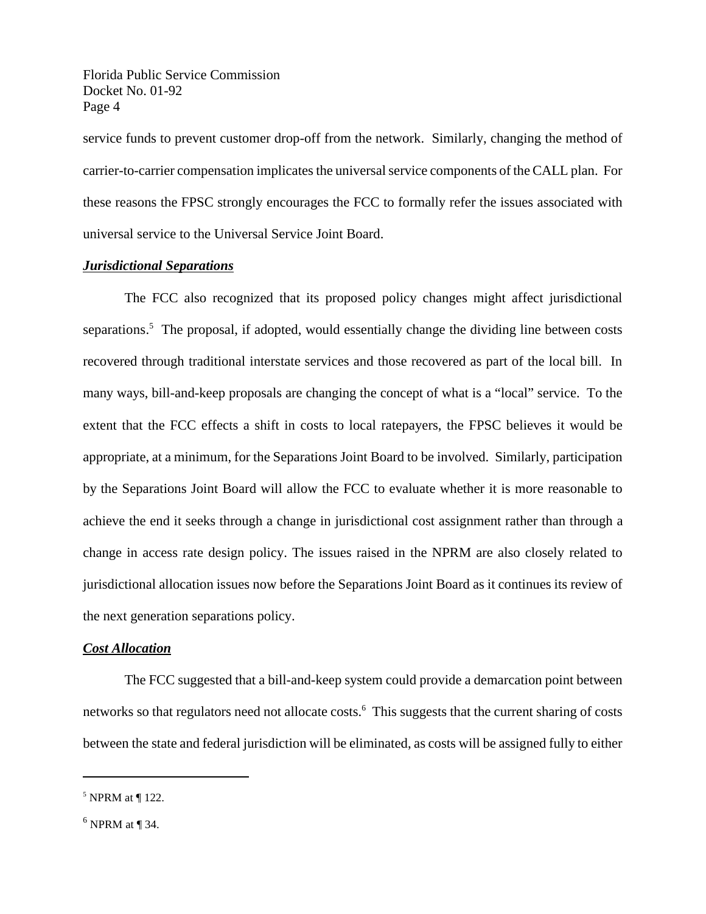service funds to prevent customer drop-off from the network. Similarly, changing the method of carrier-to-carrier compensation implicates the universal service components of the CALL plan. For these reasons the FPSC strongly encourages the FCC to formally refer the issues associated with universal service to the Universal Service Joint Board.

***Jurisdictional Separations***

The FCC also recognized that its proposed policy changes might affect jurisdictional separations.[5] The proposal, if adopted, would essentially change the dividing line between costs recovered through traditional interstate services and those recovered as part of the local bill. In many ways, bill-and-keep proposals are changing the concept of what is a "local" service. To the extent that the FCC effects a shift in costs to local ratepayers, the FPSC believes it would be appropriate, at a minimum, for the Separations Joint Board to be involved. Similarly, participation by the Separations Joint Board will allow the FCC to evaluate whether it is more reasonable to achieve the end it seeks through a change in jurisdictional cost assignment rather than through a change in access rate design policy. The issues raised in the NPRM are also closely related to jurisdictional allocation issues now before the Separations Joint Board as it continues its review of the next generation separations policy.

***Cost Allocation***

The FCC suggested that a bill-and-keep system could provide a demarcation point between networks so that regulators need not allocate costs.[6] This suggests that the current sharing of costs between the state and federal jurisdiction will be eliminated, as costs will be assigned fully to either

---

[5] NPRM at ¶ 122.

[6] NPRM at ¶ 34.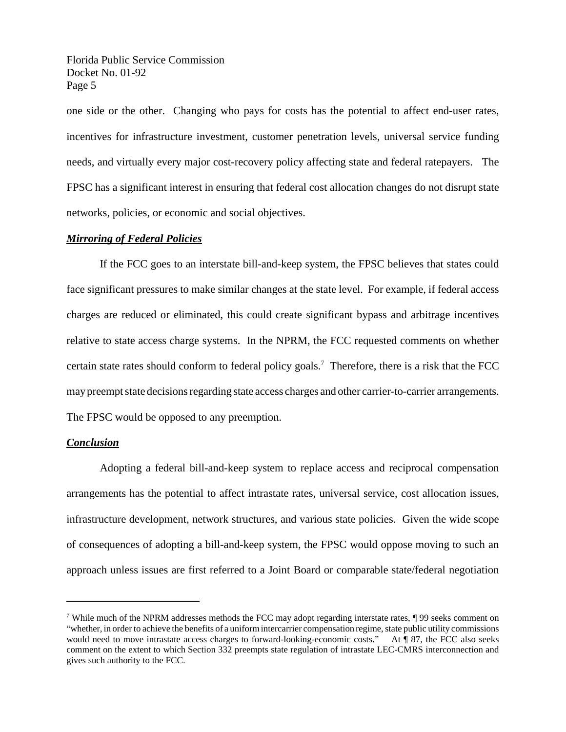one side or the other. Changing who pays for costs has the potential to affect end-user rates, incentives for infrastructure investment, customer penetration levels, universal service funding needs, and virtually every major cost-recovery policy affecting state and federal ratepayers. The FPSC has a significant interest in ensuring that federal cost allocation changes do not disrupt state networks, policies, or economic and social objectives.

***Mirroring of Federal Policies***

If the FCC goes to an interstate bill-and-keep system, the FPSC believes that states could face significant pressures to make similar changes at the state level. For example, if federal access charges are reduced or eliminated, this could create significant bypass and arbitrage incentives relative to state access charge systems. In the NPRM, the FCC requested comments on whether certain state rates should conform to federal policy goals.[7] Therefore, there is a risk that the FCC may preempt state decisions regarding state access charges and other carrier-to-carrier arrangements. The FPSC would be opposed to any preemption.

***Conclusion***

Adopting a federal bill-and-keep system to replace access and reciprocal compensation arrangements has the potential to affect intrastate rates, universal service, cost allocation issues, infrastructure development, network structures, and various state policies. Given the wide scope of consequences of adopting a bill-and-keep system, the FPSC would oppose moving to such an approach unless issues are first referred to a Joint Board or comparable state/federal negotiation

---

[7] While much of the NPRM addresses methods the FCC may adopt regarding interstate rates, ¶ 99 seeks comment on "whether, in order to achieve the benefits of a uniform intercarrier compensation regime, state public utility commissions would need to move intrastate access charges to forward-looking-economic costs." At ¶ 87, the FCC also seeks comment on the extent to which Section 332 preempts state regulation of intrastate LEC-CMRS interconnection and gives such authority to the FCC.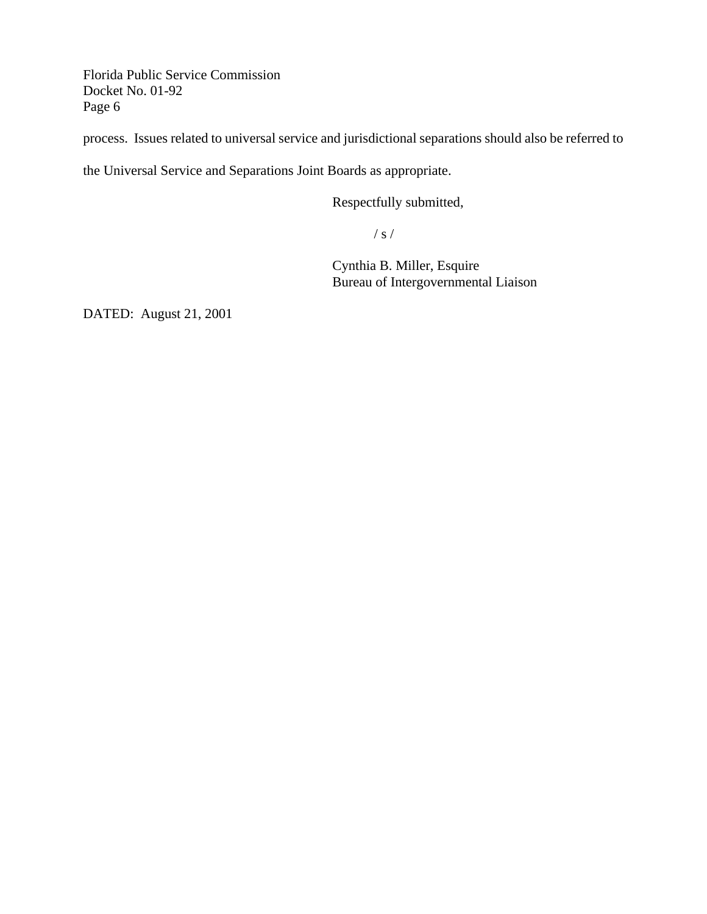process. Issues related to universal service and jurisdictional separations should also be referred to the Universal Service and Separations Joint Boards as appropriate.

Respectfully submitted,

/ s /

Cynthia B. Miller, Esquire
Bureau of Intergovernmental Liaison

DATED: August 21, 2001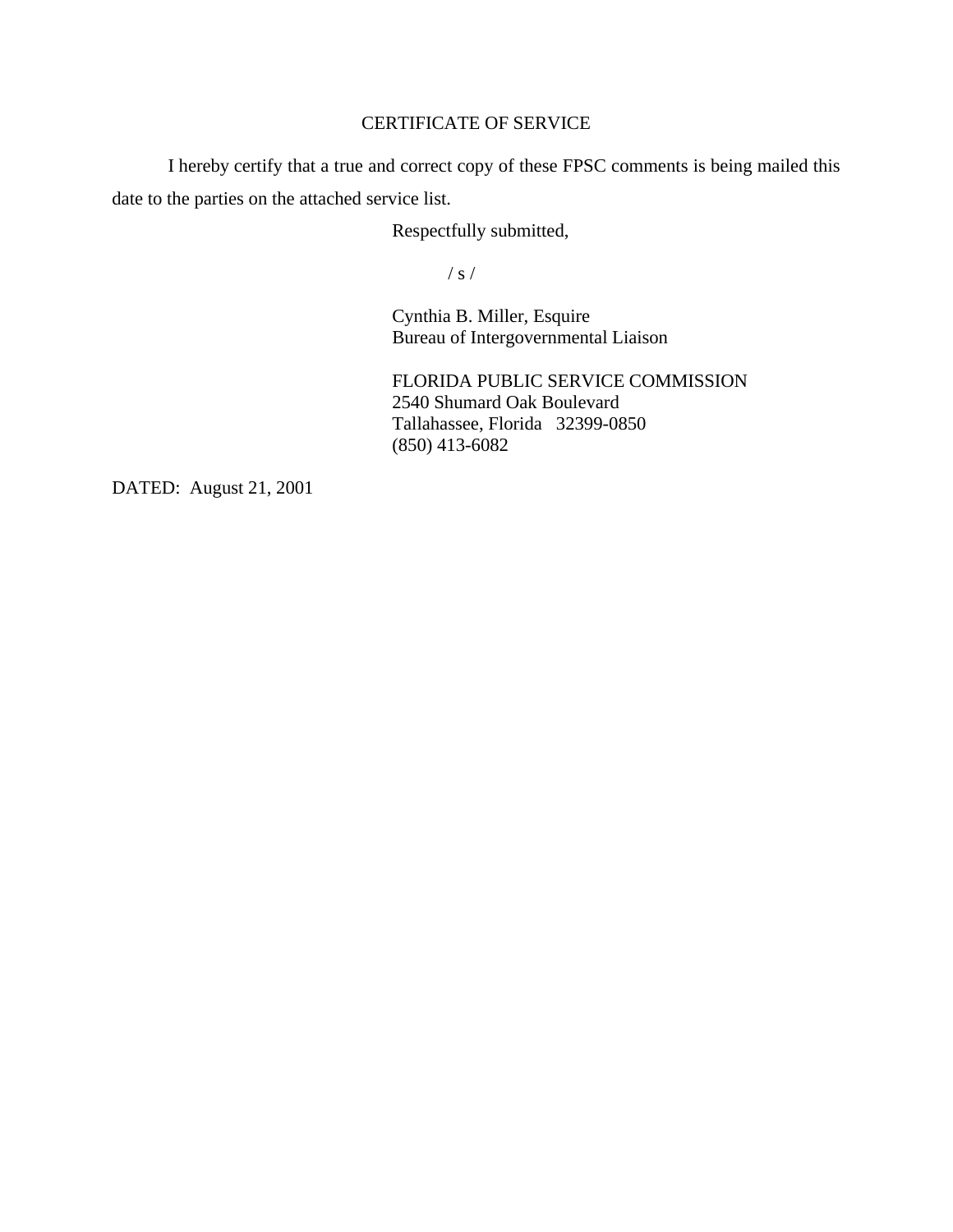# CERTIFICATE OF SERVICE

I hereby certify that a true and correct copy of these FPSC comments is being mailed this date to the parties on the attached service list.

Respectfully submitted,

/ s /

Cynthia B. Miller, Esquire
Bureau of Intergovernmental Liaison

FLORIDA PUBLIC SERVICE COMMISSION
2540 Shumard Oak Boulevard
Tallahassee, Florida 32399-0850
(850) 413-6082

DATED: August 21, 2001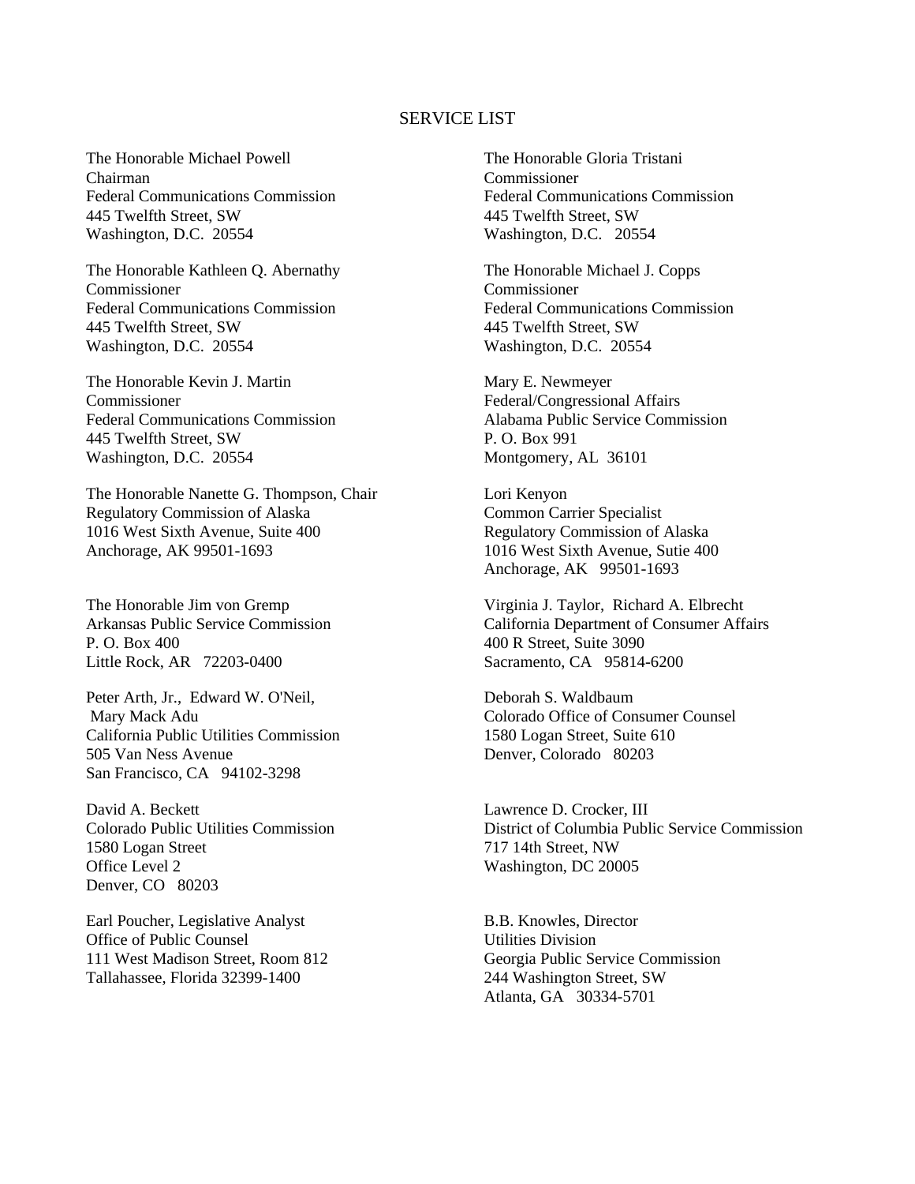# SERVICE LIST

The Honorable Michael Powell
Chairman
Federal Communications Commission
445 Twelfth Street, SW
Washington, D.C. 20554

The Honorable Gloria Tristani
Commissioner
Federal Communications Commission
445 Twelfth Street, SW
Washington, D.C. 20554

The Honorable Kathleen Q. Abernathy
Commissioner
Federal Communications Commission
445 Twelfth Street, SW
Washington, D.C. 20554

The Honorable Michael J. Copps
Commissioner
Federal Communications Commission
445 Twelfth Street, SW
Washington, D.C. 20554

The Honorable Kevin J. Martin
Commissioner
Federal Communications Commission
445 Twelfth Street, SW
Washington, D.C. 20554

Mary E. Newmeyer
Federal/Congressional Affairs
Alabama Public Service Commission
P. O. Box 991
Montgomery, AL 36101

The Honorable Nanette G. Thompson, Chair
Regulatory Commission of Alaska
1016 West Sixth Avenue, Suite 400
Anchorage, AK 99501-1693

Lori Kenyon
Common Carrier Specialist
Regulatory Commission of Alaska
1016 West Sixth Avenue, Sutie 400
Anchorage, AK 99501-1693

The Honorable Jim von Gremp
Arkansas Public Service Commission
P. O. Box 400
Little Rock, AR 72203-0400

Virginia J. Taylor, Richard A. Elbrecht
California Department of Consumer Affairs
400 R Street, Suite 3090
Sacramento, CA 95814-6200

Peter Arth, Jr., Edward W. O'Neil,
Mary Mack Adu
California Public Utilities Commission
505 Van Ness Avenue
San Francisco, CA 94102-3298

Deborah S. Waldbaum
Colorado Office of Consumer Counsel
1580 Logan Street, Suite 610
Denver, Colorado 80203

David A. Beckett
Colorado Public Utilities Commission
1580 Logan Street
Office Level 2
Denver, CO 80203

Lawrence D. Crocker, III
District of Columbia Public Service Commission
717 14th Street, NW
Washington, DC 20005

Earl Poucher, Legislative Analyst
Office of Public Counsel
111 West Madison Street, Room 812
Tallahassee, Florida 32399-1400

B.B. Knowles, Director
Utilities Division
Georgia Public Service Commission
244 Washington Street, SW
Atlanta, GA 30334-5701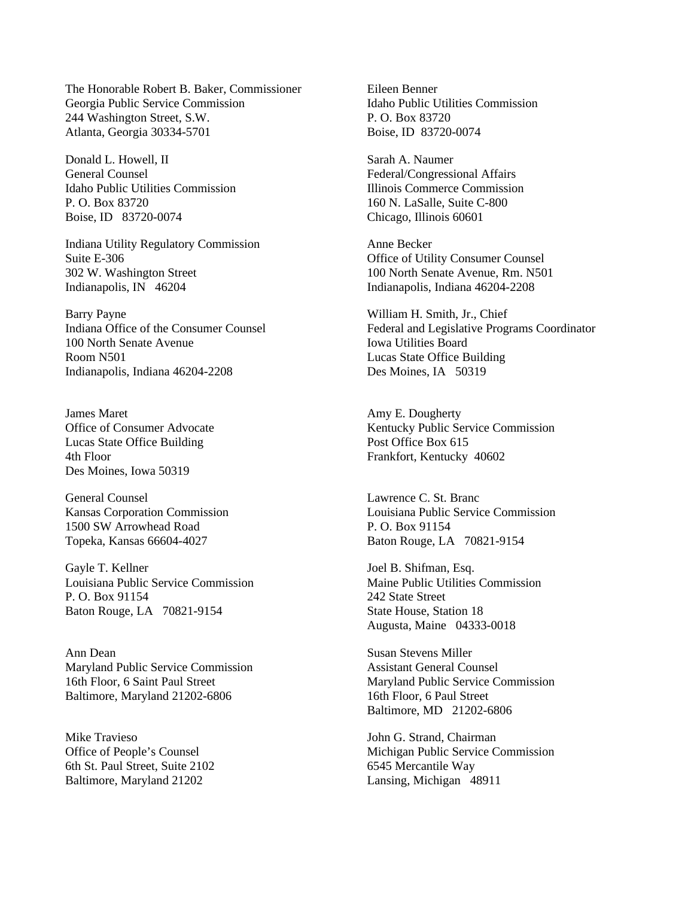The Honorable Robert B. Baker, Commissioner
Georgia Public Service Commission
244 Washington Street, S.W.
Atlanta, Georgia 30334-5701

Eileen Benner
Idaho Public Utilities Commission
P. O. Box 83720
Boise, ID 83720-0074

Donald L. Howell, II
General Counsel
Idaho Public Utilities Commission
P. O. Box 83720
Boise, ID 83720-0074

Sarah A. Naumer
Federal/Congressional Affairs
Illinois Commerce Commission
160 N. LaSalle, Suite C-800
Chicago, Illinois 60601

Indiana Utility Regulatory Commission
Suite E-306
302 W. Washington Street
Indianapolis, IN 46204

Anne Becker
Office of Utility Consumer Counsel
100 North Senate Avenue, Rm. N501
Indianapolis, Indiana 46204-2208

Barry Payne
Indiana Office of the Consumer Counsel
100 North Senate Avenue
Room N501
Indianapolis, Indiana 46204-2208

William H. Smith, Jr., Chief
Federal and Legislative Programs Coordinator
Iowa Utilities Board
Lucas State Office Building
Des Moines, IA 50319

James Maret
Office of Consumer Advocate
Lucas State Office Building
4th Floor
Des Moines, Iowa 50319

Amy E. Dougherty
Kentucky Public Service Commission
Post Office Box 615
Frankfort, Kentucky 40602

General Counsel
Kansas Corporation Commission
1500 SW Arrowhead Road
Topeka, Kansas 66604-4027

Lawrence C. St. Branc
Louisiana Public Service Commission
P. O. Box 91154
Baton Rouge, LA 70821-9154

Gayle T. Kellner
Louisiana Public Service Commission
P. O. Box 91154
Baton Rouge, LA 70821-9154

Joel B. Shifman, Esq.
Maine Public Utilities Commission
242 State Street
State House, Station 18
Augusta, Maine 04333-0018

Ann Dean
Maryland Public Service Commission
16th Floor, 6 Saint Paul Street
Baltimore, Maryland 21202-6806

Susan Stevens Miller
Assistant General Counsel
Maryland Public Service Commission
16th Floor, 6 Paul Street
Baltimore, MD 21202-6806

Mike Travieso
Office of People's Counsel
6th St. Paul Street, Suite 2102
Baltimore, Maryland 21202

John G. Strand, Chairman
Michigan Public Service Commission
6545 Mercantile Way
Lansing, Michigan 48911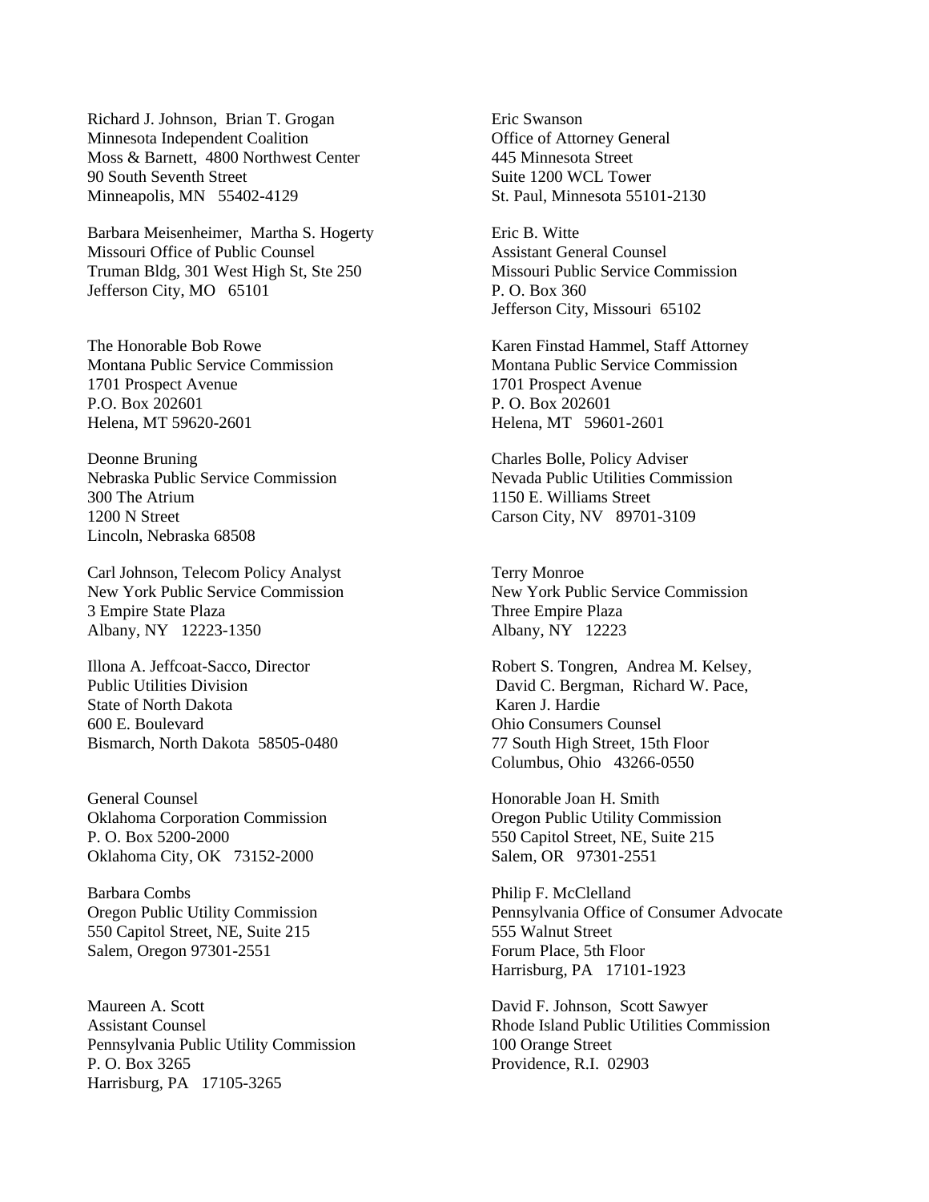Richard J. Johnson, Brian T. Grogan
Minnesota Independent Coalition
Moss & Barnett, 4800 Northwest Center
90 South Seventh Street
Minneapolis, MN 55402-4129

Eric Swanson
Office of Attorney General
445 Minnesota Street
Suite 1200 WCL Tower
St. Paul, Minnesota 55101-2130

Barbara Meisenheimer, Martha S. Hogerty
Missouri Office of Public Counsel
Truman Bldg, 301 West High St, Ste 250
Jefferson City, MO 65101

Eric B. Witte
Assistant General Counsel
Missouri Public Service Commission
P. O. Box 360
Jefferson City, Missouri 65102

The Honorable Bob Rowe
Montana Public Service Commission
1701 Prospect Avenue
P.O. Box 202601
Helena, MT 59620-2601

Karen Finstad Hammel, Staff Attorney
Montana Public Service Commission
1701 Prospect Avenue
P. O. Box 202601
Helena, MT 59601-2601

Deonne Bruning
Nebraska Public Service Commission
300 The Atrium
1200 N Street
Lincoln, Nebraska 68508

Charles Bolle, Policy Adviser
Nevada Public Utilities Commission
1150 E. Williams Street
Carson City, NV 89701-3109

Carl Johnson, Telecom Policy Analyst
New York Public Service Commission
3 Empire State Plaza
Albany, NY 12223-1350

Terry Monroe
New York Public Service Commission
Three Empire Plaza
Albany, NY 12223

Illona A. Jeffcoat-Sacco, Director
Public Utilities Division
State of North Dakota
600 E. Boulevard
Bismarch, North Dakota 58505-0480

Robert S. Tongren, Andrea M. Kelsey,
David C. Bergman, Richard W. Pace,
Karen J. Hardie
Ohio Consumers Counsel
77 South High Street, 15th Floor
Columbus, Ohio 43266-0550

General Counsel
Oklahoma Corporation Commission
P. O. Box 5200-2000
Oklahoma City, OK 73152-2000

Honorable Joan H. Smith
Oregon Public Utility Commission
550 Capitol Street, NE, Suite 215
Salem, OR 97301-2551

Barbara Combs
Oregon Public Utility Commission
550 Capitol Street, NE, Suite 215
Salem, Oregon 97301-2551

Philip F. McClelland
Pennsylvania Office of Consumer Advocate
555 Walnut Street
Forum Place, 5th Floor
Harrisburg, PA 17101-1923

Maureen A. Scott
Assistant Counsel
Pennsylvania Public Utility Commission
P. O. Box 3265
Harrisburg, PA 17105-3265

David F. Johnson, Scott Sawyer
Rhode Island Public Utilities Commission
100 Orange Street
Providence, R.I. 02903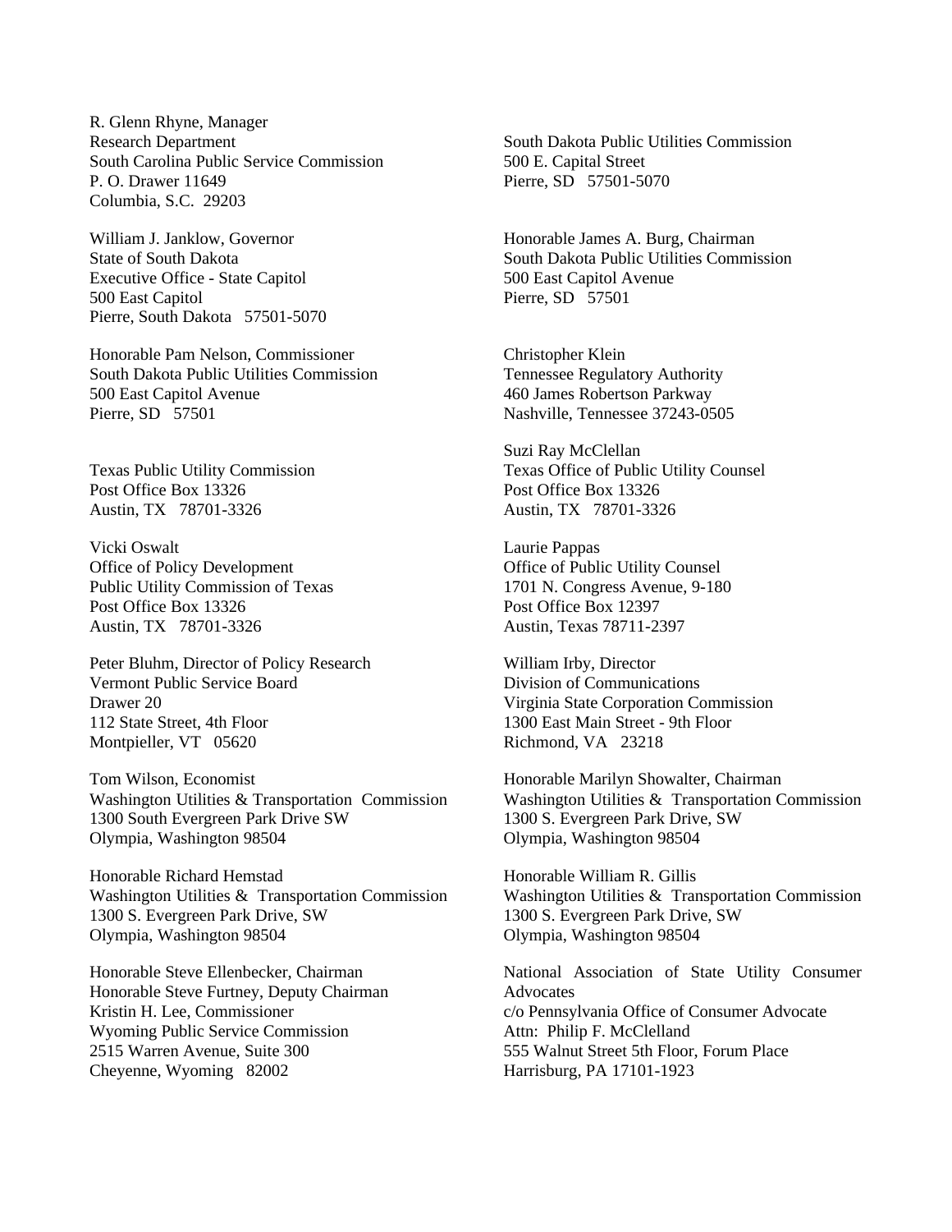R. Glenn Rhyne, Manager
Research Department
South Carolina Public Service Commission
P. O. Drawer 11649
Columbia, S.C. 29203

South Dakota Public Utilities Commission
500 E. Capital Street
Pierre, SD 57501-5070

William J. Janklow, Governor
State of South Dakota
Executive Office - State Capitol
500 East Capitol
Pierre, South Dakota 57501-5070

Honorable James A. Burg, Chairman
South Dakota Public Utilities Commission
500 East Capitol Avenue
Pierre, SD 57501

Honorable Pam Nelson, Commissioner
South Dakota Public Utilities Commission
500 East Capitol Avenue
Pierre, SD 57501

Christopher Klein
Tennessee Regulatory Authority
460 James Robertson Parkway
Nashville, Tennessee 37243-0505

Texas Public Utility Commission
Post Office Box 13326
Austin, TX 78701-3326

Suzi Ray McClellan
Texas Office of Public Utility Counsel
Post Office Box 13326
Austin, TX 78701-3326

Vicki Oswalt
Office of Policy Development
Public Utility Commission of Texas
Post Office Box 13326
Austin, TX 78701-3326

Laurie Pappas
Office of Public Utility Counsel
1701 N. Congress Avenue, 9-180
Post Office Box 12397
Austin, Texas 78711-2397

Peter Bluhm, Director of Policy Research
Vermont Public Service Board
Drawer 20
112 State Street, 4th Floor
Montpieller, VT 05620

William Irby, Director
Division of Communications
Virginia State Corporation Commission
1300 East Main Street - 9th Floor
Richmond, VA 23218

Tom Wilson, Economist
Washington Utilities & Transportation Commission
1300 South Evergreen Park Drive SW
Olympia, Washington 98504

Honorable Marilyn Showalter, Chairman
Washington Utilities & Transportation Commission
1300 S. Evergreen Park Drive, SW
Olympia, Washington 98504

Honorable Richard Hemstad
Washington Utilities & Transportation Commission
1300 S. Evergreen Park Drive, SW
Olympia, Washington 98504

Honorable William R. Gillis
Washington Utilities & Transportation Commission
1300 S. Evergreen Park Drive, SW
Olympia, Washington 98504

Honorable Steve Ellenbecker, Chairman
Honorable Steve Furtney, Deputy Chairman
Kristin H. Lee, Commissioner
Wyoming Public Service Commission
2515 Warren Avenue, Suite 300
Cheyenne, Wyoming 82002

National Association of State Utility Consumer Advocates
c/o Pennsylvania Office of Consumer Advocate
Attn: Philip F. McClelland
555 Walnut Street 5th Floor, Forum Place
Harrisburg, PA 17101-1923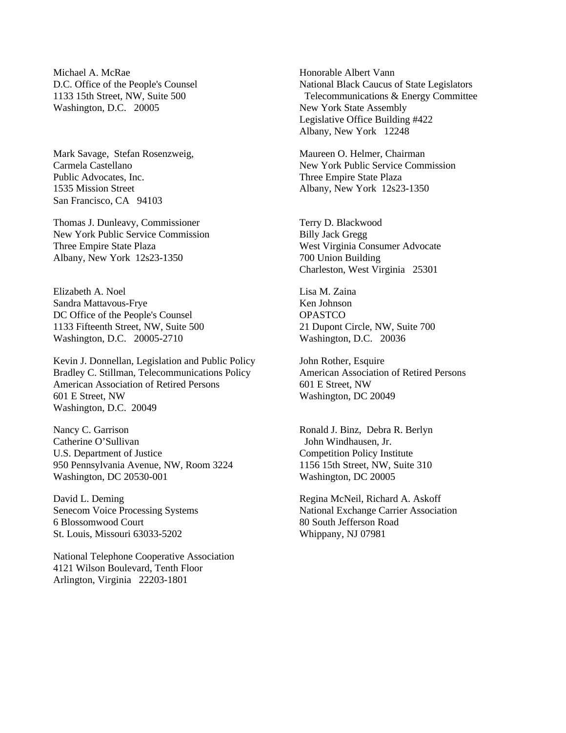Michael A. McRae
D.C. Office of the People's Counsel
1133 15th Street, NW, Suite 500
Washington, D.C. 20005

Honorable Albert Vann
National Black Caucus of State Legislators
Telecommunications & Energy Committee
New York State Assembly
Legislative Office Building #422
Albany, New York 12248

Mark Savage, Stefan Rosenzweig,
Carmela Castellano
Public Advocates, Inc.
1535 Mission Street
San Francisco, CA 94103

Maureen O. Helmer, Chairman
New York Public Service Commission
Three Empire State Plaza
Albany, New York 12s23-1350

Thomas J. Dunleavy, Commissioner
New York Public Service Commission
Three Empire State Plaza
Albany, New York 12s23-1350

Terry D. Blackwood
Billy Jack Gregg
West Virginia Consumer Advocate
700 Union Building
Charleston, West Virginia 25301

Elizabeth A. Noel
Sandra Mattavous-Frye
DC Office of the People's Counsel
1133 Fifteenth Street, NW, Suite 500
Washington, D.C. 20005-2710

Lisa M. Zaina
Ken Johnson
OPASTCO
21 Dupont Circle, NW, Suite 700
Washington, D.C. 20036

Kevin J. Donnellan, Legislation and Public Policy
Bradley C. Stillman, Telecommunications Policy
American Association of Retired Persons
601 E Street, NW
Washington, D.C. 20049

John Rother, Esquire
American Association of Retired Persons
601 E Street, NW
Washington, DC 20049

Nancy C. Garrison
Catherine O'Sullivan
U.S. Department of Justice
950 Pennsylvania Avenue, NW, Room 3224
Washington, DC 20530-001

Ronald J. Binz, Debra R. Berlyn
John Windhausen, Jr.
Competition Policy Institute
1156 15th Street, NW, Suite 310
Washington, DC 20005

David L. Deming
Senecom Voice Processing Systems
6 Blossomwood Court
St. Louis, Missouri 63033-5202

Regina McNeil, Richard A. Askoff
National Exchange Carrier Association
80 South Jefferson Road
Whippany, NJ 07981

National Telephone Cooperative Association
4121 Wilson Boulevard, Tenth Floor
Arlington, Virginia 22203-1801